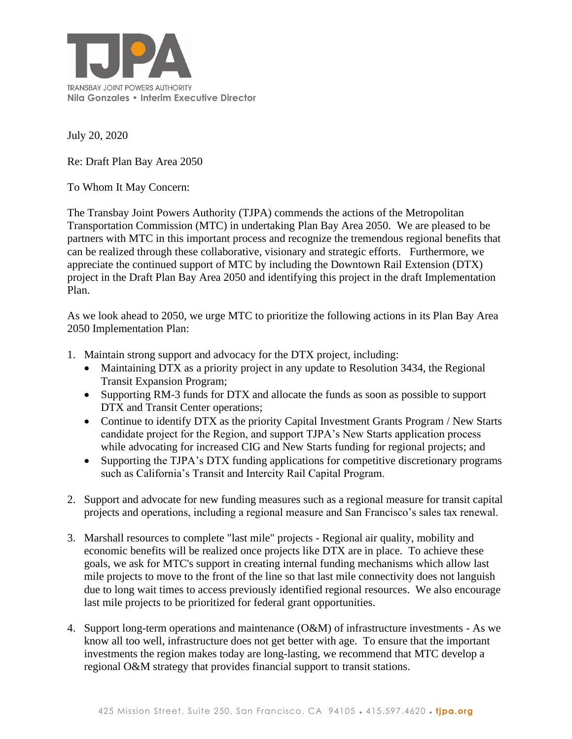# TJPA

TRANSBAY JOINT POWERS AUTHORITY
**Nila Gonzales • Interim Executive Director**

July 20, 2020

Re: Draft Plan Bay Area 2050

To Whom It May Concern:

The Transbay Joint Powers Authority (TJPA) commends the actions of the Metropolitan Transportation Commission (MTC) in undertaking Plan Bay Area 2050. We are pleased to be partners with MTC in this important process and recognize the tremendous regional benefits that can be realized through these collaborative, visionary and strategic efforts. Furthermore, we appreciate the continued support of MTC by including the Downtown Rail Extension (DTX) project in the Draft Plan Bay Area 2050 and identifying this project in the draft Implementation Plan.

As we look ahead to 2050, we urge MTC to prioritize the following actions in its Plan Bay Area 2050 Implementation Plan:

1. Maintain strong support and advocacy for the DTX project, including:
   - Maintaining DTX as a priority project in any update to Resolution 3434, the Regional Transit Expansion Program;
   - Supporting RM-3 funds for DTX and allocate the funds as soon as possible to support DTX and Transit Center operations;
   - Continue to identify DTX as the priority Capital Investment Grants Program / New Starts candidate project for the Region, and support TJPA's New Starts application process while advocating for increased CIG and New Starts funding for regional projects; and
   - Supporting the TJPA's DTX funding applications for competitive discretionary programs such as California's Transit and Intercity Rail Capital Program.

2. Support and advocate for new funding measures such as a regional measure for transit capital projects and operations, including a regional measure and San Francisco's sales tax renewal.

3. Marshall resources to complete "last mile" projects - Regional air quality, mobility and economic benefits will be realized once projects like DTX are in place. To achieve these goals, we ask for MTC's support in creating internal funding mechanisms which allow last mile projects to move to the front of the line so that last mile connectivity does not languish due to long wait times to access previously identified regional resources. We also encourage last mile projects to be prioritized for federal grant opportunities.

4. Support long-term operations and maintenance (O&M) of infrastructure investments - As we know all too well, infrastructure does not get better with age. To ensure that the important investments the region makes today are long-lasting, we recommend that MTC develop a regional O&M strategy that provides financial support to transit stations.

425 Mission Street, Suite 250, San Francisco, CA 94105 • 415.597.4620 • tjpa.org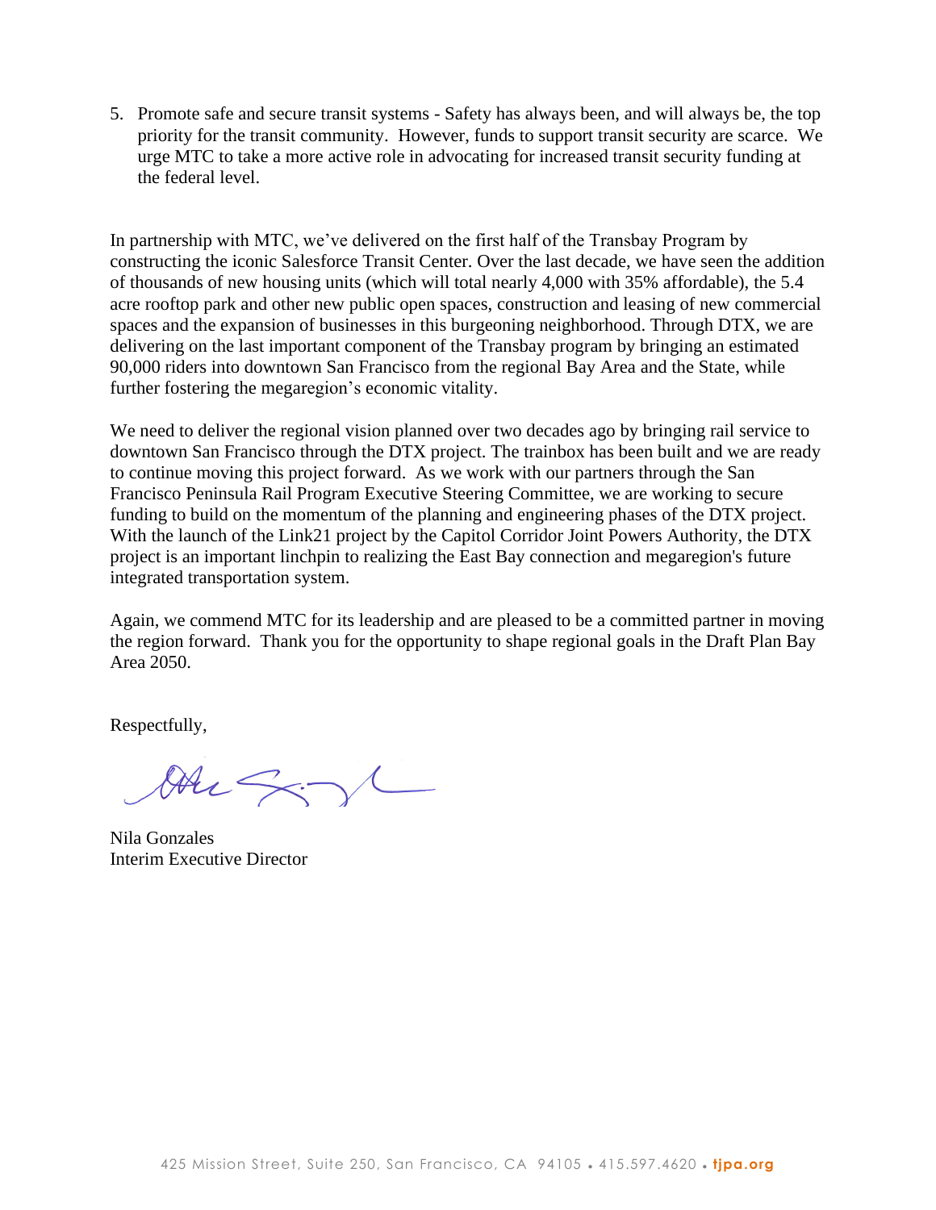5. Promote safe and secure transit systems - Safety has always been, and will always be, the top priority for the transit community. However, funds to support transit security are scarce. We urge MTC to take a more active role in advocating for increased transit security funding at the federal level.

In partnership with MTC, we've delivered on the first half of the Transbay Program by constructing the iconic Salesforce Transit Center. Over the last decade, we have seen the addition of thousands of new housing units (which will total nearly 4,000 with 35% affordable), the 5.4 acre rooftop park and other new public open spaces, construction and leasing of new commercial spaces and the expansion of businesses in this burgeoning neighborhood. Through DTX, we are delivering on the last important component of the Transbay program by bringing an estimated 90,000 riders into downtown San Francisco from the regional Bay Area and the State, while further fostering the megaregion's economic vitality.

We need to deliver the regional vision planned over two decades ago by bringing rail service to downtown San Francisco through the DTX project. The trainbox has been built and we are ready to continue moving this project forward. As we work with our partners through the San Francisco Peninsula Rail Program Executive Steering Committee, we are working to secure funding to build on the momentum of the planning and engineering phases of the DTX project. With the launch of the Link21 project by the Capitol Corridor Joint Powers Authority, the DTX project is an important linchpin to realizing the East Bay connection and megaregion's future integrated transportation system.

Again, we commend MTC for its leadership and are pleased to be a committed partner in moving the region forward. Thank you for the opportunity to shape regional goals in the Draft Plan Bay Area 2050.

Respectfully,

Nila Gonzales
Interim Executive Director